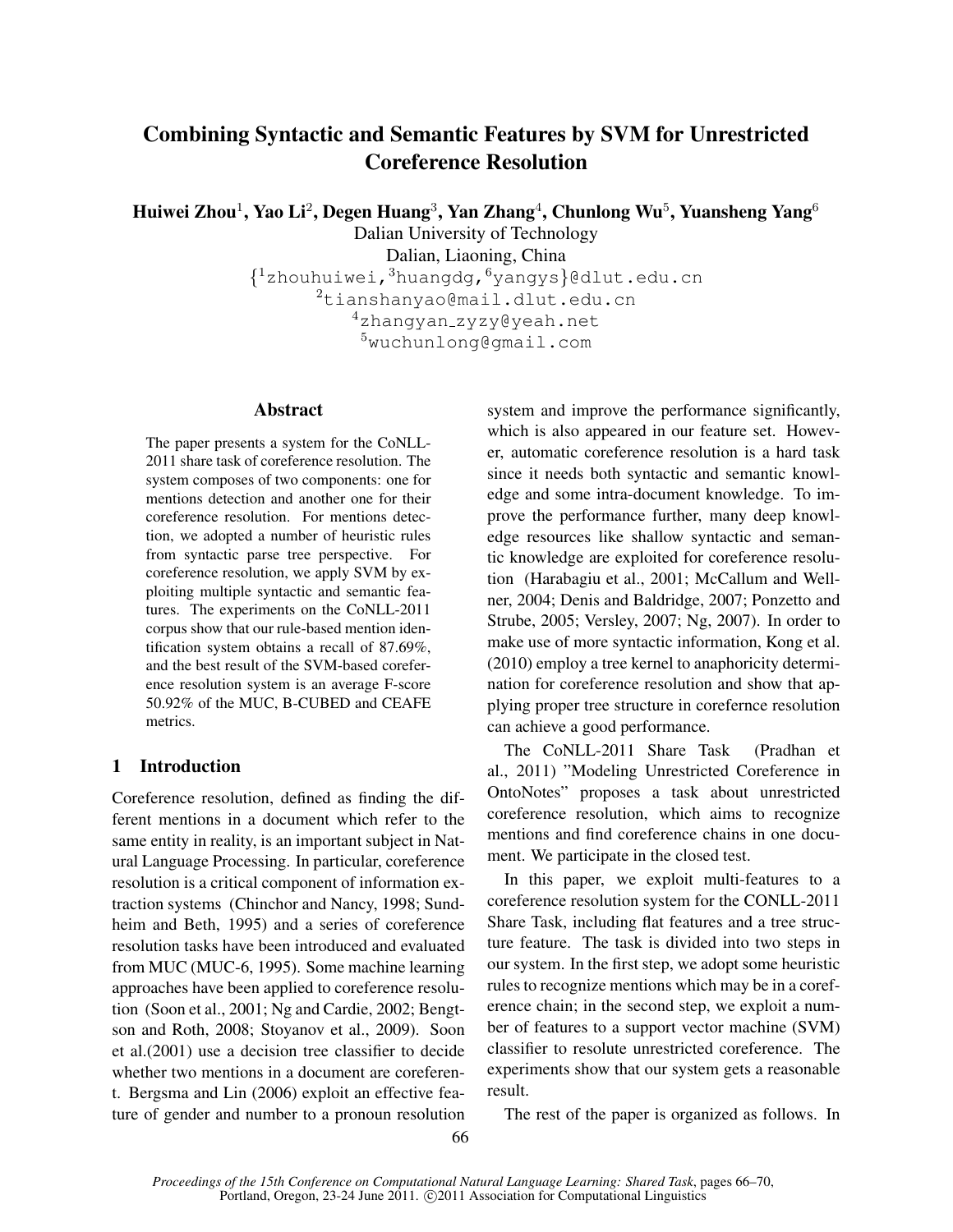# Combining Syntactic and Semantic Features by SVM for Unrestricted Coreference Resolution

**Huiwei Zhou[1], Yao Li[2], Degen Huang[3], Yan Zhang[4], Chunlong Wu[5], Yuansheng Yang[6]**

Dalian University of Technology
Dalian, Liaoning, China
{[1]zhouhuiwei,[3]huangdg,[6]yangys}@dlut.edu.cn
[2]tianshanyao@mail.dlut.edu.cn
[4]zhangyan_zyzy@yeah.net
[5]wuchunlong@gmail.com

## Abstract

The paper presents a system for the CoNLL-2011 share task of coreference resolution. The system composes of two components: one for mentions detection and another one for their coreference resolution. For mentions detection, we adopted a number of heuristic rules from syntactic parse tree perspective. For coreference resolution, we apply SVM by exploiting multiple syntactic and semantic features. The experiments on the CoNLL-2011 corpus show that our rule-based mention identification system obtains a recall of 87.69%, and the best result of the SVM-based coreference resolution system is an average F-score 50.92% of the MUC, B-CUBED and CEAFE metrics.

## 1 Introduction

Coreference resolution, defined as finding the different mentions in a document which refer to the same entity in reality, is an important subject in Natural Language Processing. In particular, coreference resolution is a critical component of information extraction systems (Chinchor and Nancy, 1998; Sundheim and Beth, 1995) and a series of coreference resolution tasks have been introduced and evaluated from MUC (MUC-6, 1995). Some machine learning approaches have been applied to coreference resolution (Soon et al., 2001; Ng and Cardie, 2002; Bengtson and Roth, 2008; Stoyanov et al., 2009). Soon et al.(2001) use a decision tree classifier to decide whether two mentions in a document are coreferent. Bergsma and Lin (2006) exploit an effective feature of gender and number to a pronoun resolution system and improve the performance significantly, which is also appeared in our feature set. However, automatic coreference resolution is a hard task since it needs both syntactic and semantic knowledge and some intra-document knowledge. To improve the performance further, many deep knowledge resources like shallow syntactic and semantic knowledge are exploited for coreference resolution (Harabagiu et al., 2001; McCallum and Wellner, 2004; Denis and Baldridge, 2007; Ponzetto and Strube, 2005; Versley, 2007; Ng, 2007). In order to make use of more syntactic information, Kong et al. (2010) employ a tree kernel to anaphoricity determination for coreference resolution and show that applying proper tree structure in corefernce resolution can achieve a good performance.

The CoNLL-2011 Share Task (Pradhan et al., 2011) "Modeling Unrestricted Coreference in OntoNotes" proposes a task about unrestricted coreference resolution, which aims to recognize mentions and find coreference chains in one document. We participate in the closed test.

In this paper, we exploit multi-features to a coreference resolution system for the CONLL-2011 Share Task, including flat features and a tree structure feature. The task is divided into two steps in our system. In the first step, we adopt some heuristic rules to recognize mentions which may be in a coreference chain; in the second step, we exploit a number of features to a support vector machine (SVM) classifier to resolute unrestricted coreference. The experiments show that our system gets a reasonable result.

The rest of the paper is organized as follows. In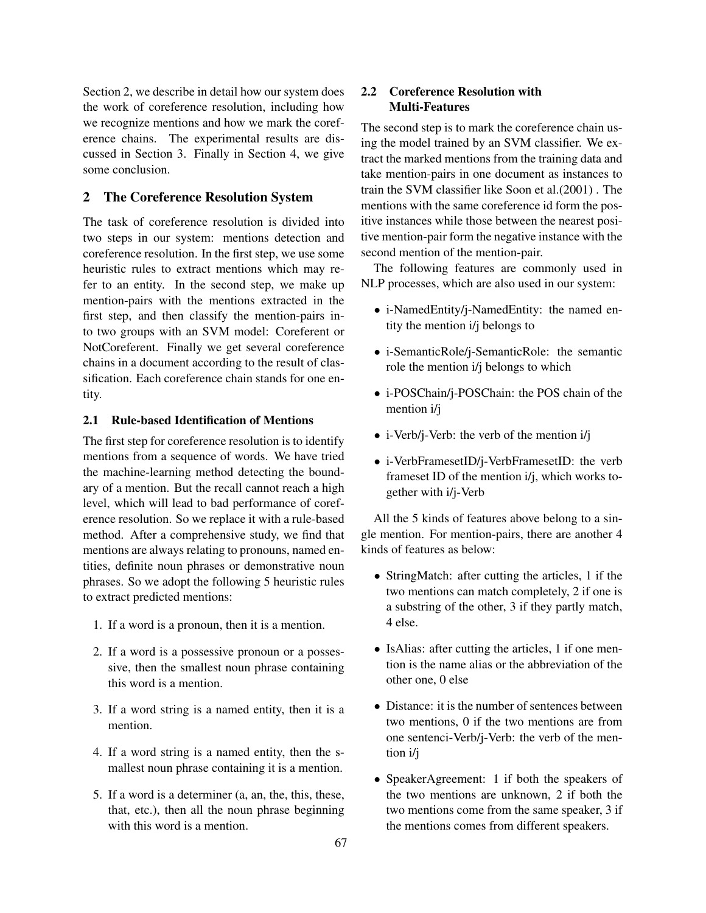Section 2, we describe in detail how our system does the work of coreference resolution, including how we recognize mentions and how we mark the coreference chains. The experimental results are discussed in Section 3. Finally in Section 4, we give some conclusion.

## 2 The Coreference Resolution System

The task of coreference resolution is divided into two steps in our system: mentions detection and coreference resolution. In the first step, we use some heuristic rules to extract mentions which may refer to an entity. In the second step, we make up mention-pairs with the mentions extracted in the first step, and then classify the mention-pairs into two groups with an SVM model: Coreferent or NotCoreferent. Finally we get several coreference chains in a document according to the result of classification. Each coreference chain stands for one entity.

### 2.1 Rule-based Identification of Mentions

The first step for coreference resolution is to identify mentions from a sequence of words. We have tried the machine-learning method detecting the boundary of a mention. But the recall cannot reach a high level, which will lead to bad performance of coreference resolution. So we replace it with a rule-based method. After a comprehensive study, we find that mentions are always relating to pronouns, named entities, definite noun phrases or demonstrative noun phrases. So we adopt the following 5 heuristic rules to extract predicted mentions:

1. If a word is a pronoun, then it is a mention.
2. If a word is a possessive pronoun or a possessive, then the smallest noun phrase containing this word is a mention.
3. If a word string is a named entity, then it is a mention.
4. If a word string is a named entity, then the smallest noun phrase containing it is a mention.
5. If a word is a determiner (a, an, the, this, these, that, etc.), then all the noun phrase beginning with this word is a mention.

### 2.2 Coreference Resolution with Multi-Features

The second step is to mark the coreference chain using the model trained by an SVM classifier. We extract the marked mentions from the training data and take mention-pairs in one document as instances to train the SVM classifier like Soon et al.(2001) . The mentions with the same coreference id form the positive instances while those between the nearest positive mention-pair form the negative instance with the second mention of the mention-pair.

The following features are commonly used in NLP processes, which are also used in our system:

- i-NamedEntity/j-NamedEntity: the named entity the mention i/j belongs to
- i-SemanticRole/j-SemanticRole: the semantic role the mention i/j belongs to which
- i-POSChain/j-POSChain: the POS chain of the mention i/j
- i-Verb/j-Verb: the verb of the mention i/j
- i-VerbFramesetID/j-VerbFramesetID: the verb frameset ID of the mention i/j, which works together with i/j-Verb

All the 5 kinds of features above belong to a single mention. For mention-pairs, there are another 4 kinds of features as below:

- StringMatch: after cutting the articles, 1 if the two mentions can match completely, 2 if one is a substring of the other, 3 if they partly match, 4 else.
- IsAlias: after cutting the articles, 1 if one mention is the name alias or the abbreviation of the other one, 0 else
- Distance: it is the number of sentences between two mentions, 0 if the two mentions are from one sentenci-Verb/j-Verb: the verb of the mention i/j
- SpeakerAgreement: 1 if both the speakers of the two mentions are unknown, 2 if both the two mentions come from the same speaker, 3 if the mentions comes from different speakers.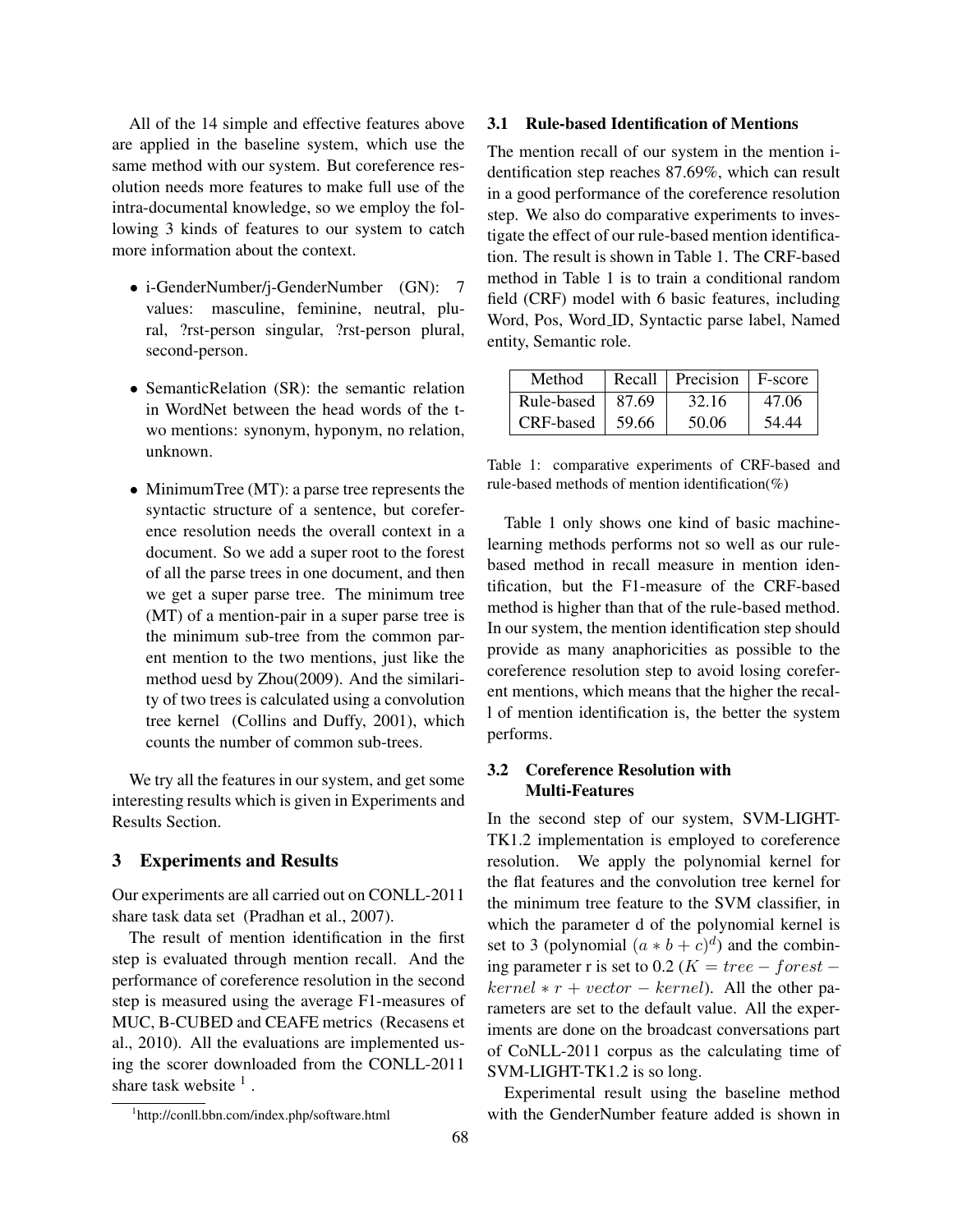All of the 14 simple and effective features above are applied in the baseline system, which use the same method with our system. But coreference resolution needs more features to make full use of the intra-documental knowledge, so we employ the following 3 kinds of features to our system to catch more information about the context.

- i-GenderNumber/j-GenderNumber (GN): 7 values: masculine, feminine, neutral, plural, ?rst-person singular, ?rst-person plural, second-person.
- SemanticRelation (SR): the semantic relation in WordNet between the head words of the two mentions: synonym, hyponym, no relation, unknown.
- MinimumTree (MT): a parse tree represents the syntactic structure of a sentence, but coreference resolution needs the overall context in a document. So we add a super root to the forest of all the parse trees in one document, and then we get a super parse tree. The minimum tree (MT) of a mention-pair in a super parse tree is the minimum sub-tree from the common parent mention to the two mentions, just like the method uesd by Zhou(2009). And the similarity of two trees is calculated using a convolution tree kernel (Collins and Duffy, 2001), which counts the number of common sub-trees.

We try all the features in our system, and get some interesting results which is given in Experiments and Results Section.

## 3 Experiments and Results

Our experiments are all carried out on CONLL-2011 share task data set (Pradhan et al., 2007).

The result of mention identification in the first step is evaluated through mention recall. And the performance of coreference resolution in the second step is measured using the average F1-measures of MUC, B-CUBED and CEAFE metrics (Recasens et al., 2010). All the evaluations are implemented using the scorer downloaded from the CONLL-2011 share task website [1].

[1] http://conll.bbn.com/index.php/software.html

### 3.1 Rule-based Identification of Mentions

The mention recall of our system in the mention identification step reaches 87.69%, which can result in a good performance of the coreference resolution step. We also do comparative experiments to investigate the effect of our rule-based mention identification. The result is shown in Table 1. The CRF-based method in Table 1 is to train a conditional random field (CRF) model with 6 basic features, including Word, Pos, Word_ID, Syntactic parse label, Named entity, Semantic role.

| Method | Recall | Precision | F-score |
|---|---|---|---|
| Rule-based | 87.69 | 32.16 | 47.06 |
| CRF-based | 59.66 | 50.06 | 54.44 |

Table 1: comparative experiments of CRF-based and rule-based methods of mention identification(%)

Table 1 only shows one kind of basic machine-learning methods performs not so well as our rule-based method in recall measure in mention identification, but the F1-measure of the CRF-based method is higher than that of the rule-based method. In our system, the mention identification step should provide as many anaphoricities as possible to the coreference resolution step to avoid losing coreferent mentions, which means that the higher the recall of mention identification is, the better the system performs.

### 3.2 Coreference Resolution with Multi-Features

In the second step of our system, SVM-LIGHT-TK1.2 implementation is employed to coreference resolution. We apply the polynomial kernel for the flat features and the convolution tree kernel for the minimum tree feature to the SVM classifier, in which the parameter d of the polynomial kernel is set to 3 (polynomial $(a*b+c)^d$) and the combining parameter r is set to 0.2 ($K = tree-forest-kernel*r+vector-kernel$). All the other parameters are set to the default value. All the experiments are done on the broadcast conversations part of CoNLL-2011 corpus as the calculating time of SVM-LIGHT-TK1.2 is so long.

Experimental result using the baseline method with the GenderNumber feature added is shown in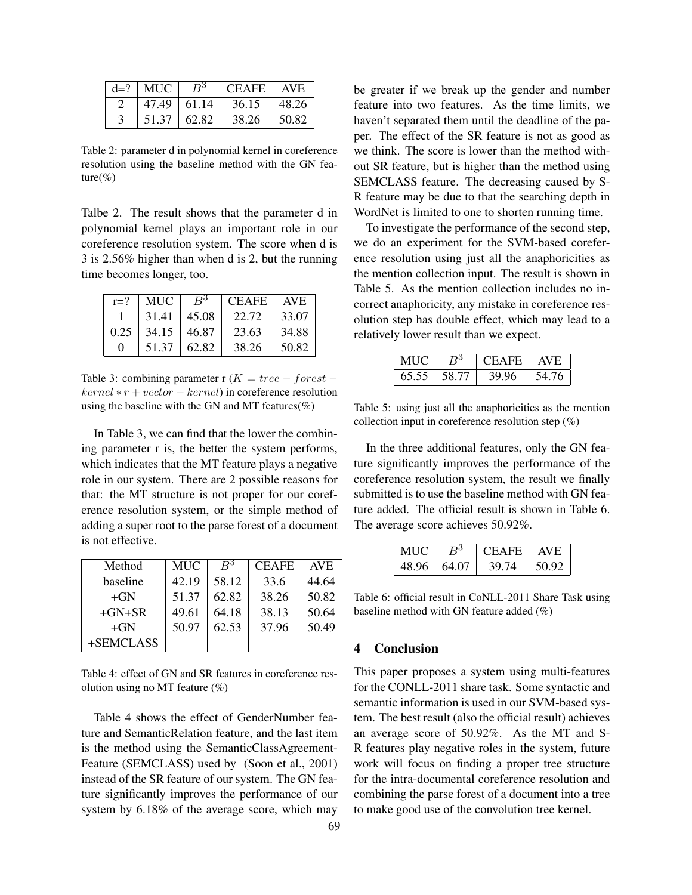| d=? | MUC | $B^3$ | CEAFE | AVE |
|---|---|---|---|---|
| 2 | 47.49 | 61.14 | 36.15 | 48.26 |
| 3 | 51.37 | 62.82 | 38.26 | 50.82 |

Table 2: parameter d in polynomial kernel in coreference resolution using the baseline method with the GN feature(%)

Talbe 2. The result shows that the parameter d in polynomial kernel plays an important role in our coreference resolution system. The score when d is 3 is 2.56% higher than when d is 2, but the running time becomes longer, too.

| r=? | MUC | $B^3$ | CEAFE | AVE |
|---|---|---|---|---|
| 1 | 31.41 | 45.08 | 22.72 | 33.07 |
| 0.25 | 34.15 | 46.87 | 23.63 | 34.88 |
| 0 | 51.37 | 62.82 | 38.26 | 50.82 |

Table 3: combining parameter r ($K = tree - forest - kernel * r + vector - kernel$) in coreference resolution using the baseline with the GN and MT features(%)

In Table 3, we can find that the lower the combining parameter r is, the better the system performs, which indicates that the MT feature plays a negative role in our system. There are 2 possible reasons for that: the MT structure is not proper for our coreference resolution system, or the simple method of adding a super root to the parse forest of a document is not effective.

| Method | MUC | $B^3$ | CEAFE | AVE |
|---|---|---|---|---|
| baseline | 42.19 | 58.12 | 33.6 | 44.64 |
| +GN | 51.37 | 62.82 | 38.26 | 50.82 |
| +GN+SR | 49.61 | 64.18 | 38.13 | 50.64 |
| +GN +SEMCLASS | 50.97 | 62.53 | 37.96 | 50.49 |

Table 4: effect of GN and SR features in coreference resolution using no MT feature (%)

Table 4 shows the effect of GenderNumber feature and SemanticRelation feature, and the last item is the method using the SemanticClassAgreement-Feature (SEMCLASS) used by (Soon et al., 2001) instead of the SR feature of our system. The GN feature significantly improves the performance of our system by 6.18% of the average score, which may be greater if we break up the gender and number feature into two features. As the time limits, we haven't separated them until the deadline of the paper. The effect of the SR feature is not as good as we think. The score is lower than the method without SR feature, but is higher than the method using SEMCLASS feature. The decreasing caused by S-R feature may be due to that the searching depth in WordNet is limited to one to shorten running time.

To investigate the performance of the second step, we do an experiment for the SVM-based coreference resolution using just all the anaphoricities as the mention collection input. The result is shown in Table 5. As the mention collection includes no incorrect anaphoricity, any mistake in coreference resolution step has double effect, which may lead to a relatively lower result than we expect.

| MUC | $B^3$ | CEAFE | AVE |
|---|---|---|---|
| 65.55 | 58.77 | 39.96 | 54.76 |

Table 5: using just all the anaphoricities as the mention collection input in coreference resolution step (%)

In the three additional features, only the GN feature significantly improves the performance of the coreference resolution system, the result we finally submitted is to use the baseline method with GN feature added. The official result is shown in Table 6. The average score achieves 50.92%.

| MUC | $B^3$ | CEAFE | AVE |
|---|---|---|---|
| 48.96 | 64.07 | 39.74 | 50.92 |

Table 6: official result in CoNLL-2011 Share Task using baseline method with GN feature added (%)

## 4 Conclusion

This paper proposes a system using multi-features for the CONLL-2011 share task. Some syntactic and semantic information is used in our SVM-based system. The best result (also the official result) achieves an average score of 50.92%. As the MT and S-R features play negative roles in the system, future work will focus on finding a proper tree structure for the intra-documental coreference resolution and combining the parse forest of a document into a tree to make good use of the convolution tree kernel.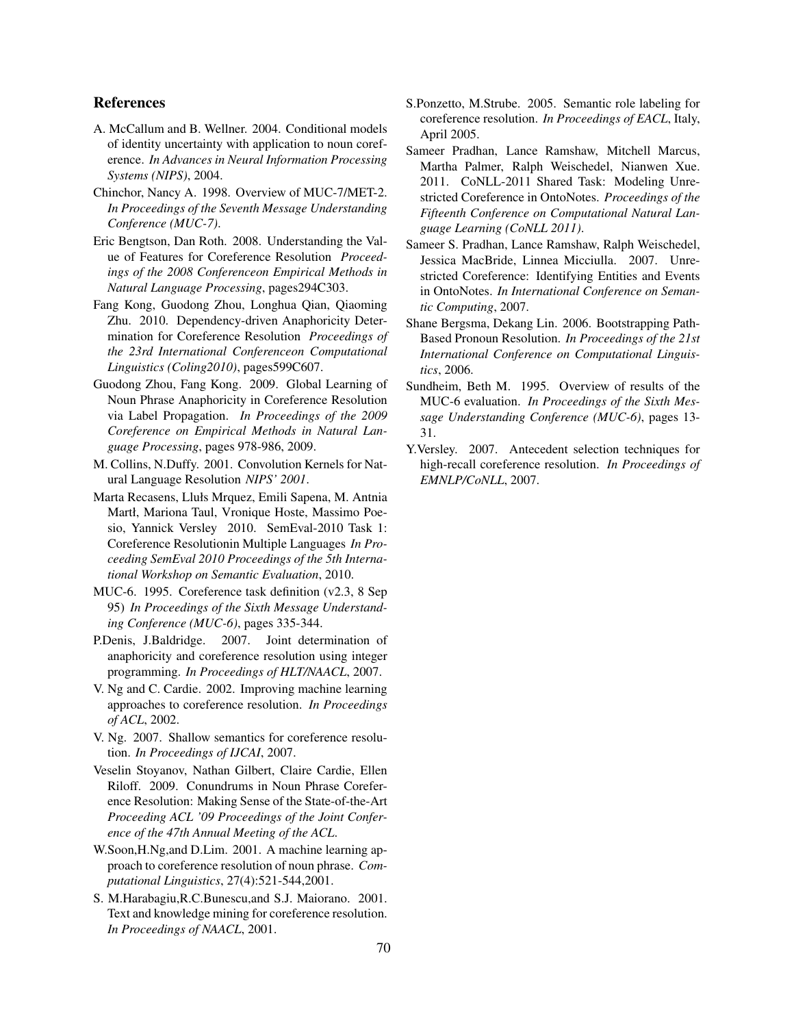## References

A. McCallum and B. Wellner. 2004. Conditional models of identity uncertainty with application to noun coreference. *In Advances in Neural Information Processing Systems (NIPS)*, 2004.

Chinchor, Nancy A. 1998. Overview of MUC-7/MET-2. *In Proceedings of the Seventh Message Understanding Conference (MUC-7).*

Eric Bengtson, Dan Roth. 2008. Understanding the Value of Features for Coreference Resolution *Proceedings of the 2008 Conferenceon Empirical Methods in Natural Language Processing*, pages294C303.

Fang Kong, Guodong Zhou, Longhua Qian, Qiaoming Zhu. 2010. Dependency-driven Anaphoricity Determination for Coreference Resolution *Proceedings of the 23rd International Conferenceon Computational Linguistics (Coling2010)*, pages599C607.

Guodong Zhou, Fang Kong. 2009. Global Learning of Noun Phrase Anaphoricity in Coreference Resolution via Label Propagation. *In Proceedings of the 2009 Coreference on Empirical Methods in Natural Language Processing*, pages 978-986, 2009.

M. Collins, N.Duffy. 2001. Convolution Kernels for Natural Language Resolution *NIPS' 2001*.

Marta Recasens, Llułs Mrquez, Emili Sapena, M. Antnia Martł, Mariona Taul, Vronique Hoste, Massimo Poesio, Yannick Versley 2010. SemEval-2010 Task 1: Coreference Resolutionin Multiple Languages *In Proceeding SemEval 2010 Proceedings of the 5th International Workshop on Semantic Evaluation*, 2010.

MUC-6. 1995. Coreference task definition (v2.3, 8 Sep 95) *In Proceedings of the Sixth Message Understanding Conference (MUC-6)*, pages 335-344.

P.Denis, J.Baldridge. 2007. Joint determination of anaphoricity and coreference resolution using integer programming. *In Proceedings of HLT/NAACL*, 2007.

V. Ng and C. Cardie. 2002. Improving machine learning approaches to coreference resolution. *In Proceedings of ACL*, 2002.

V. Ng. 2007. Shallow semantics for coreference resolution. *In Proceedings of IJCAI*, 2007.

Veselin Stoyanov, Nathan Gilbert, Claire Cardie, Ellen Riloff. 2009. Conundrums in Noun Phrase Coreference Resolution: Making Sense of the State-of-the-Art *Proceeding ACL '09 Proceedings of the Joint Conference of the 47th Annual Meeting of the ACL.*

W.Soon,H.Ng,and D.Lim. 2001. A machine learning approach to coreference resolution of noun phrase. *Computational Linguistics*, 27(4):521-544,2001.

S. M.Harabagiu,R.C.Bunescu,and S.J. Maiorano. 2001. Text and knowledge mining for coreference resolution. *In Proceedings of NAACL*, 2001.

S.Ponzetto, M.Strube. 2005. Semantic role labeling for coreference resolution. *In Proceedings of EACL*, Italy, April 2005.

Sameer Pradhan, Lance Ramshaw, Mitchell Marcus, Martha Palmer, Ralph Weischedel, Nianwen Xue. 2011. CoNLL-2011 Shared Task: Modeling Unrestricted Coreference in OntoNotes. *Proceedings of the Fifteenth Conference on Computational Natural Language Learning (CoNLL 2011).*

Sameer S. Pradhan, Lance Ramshaw, Ralph Weischedel, Jessica MacBride, Linnea Micciulla. 2007. Unrestricted Coreference: Identifying Entities and Events in OntoNotes. *In International Conference on Semantic Computing*, 2007.

Shane Bergsma, Dekang Lin. 2006. Bootstrapping Path-Based Pronoun Resolution. *In Proceedings of the 21st International Conference on Computational Linguistics*, 2006.

Sundheim, Beth M. 1995. Overview of results of the MUC-6 evaluation. *In Proceedings of the Sixth Message Understanding Conference (MUC-6)*, pages 13-31.

Y.Versley. 2007. Antecedent selection techniques for high-recall coreference resolution. *In Proceedings of EMNLP/CoNLL*, 2007.